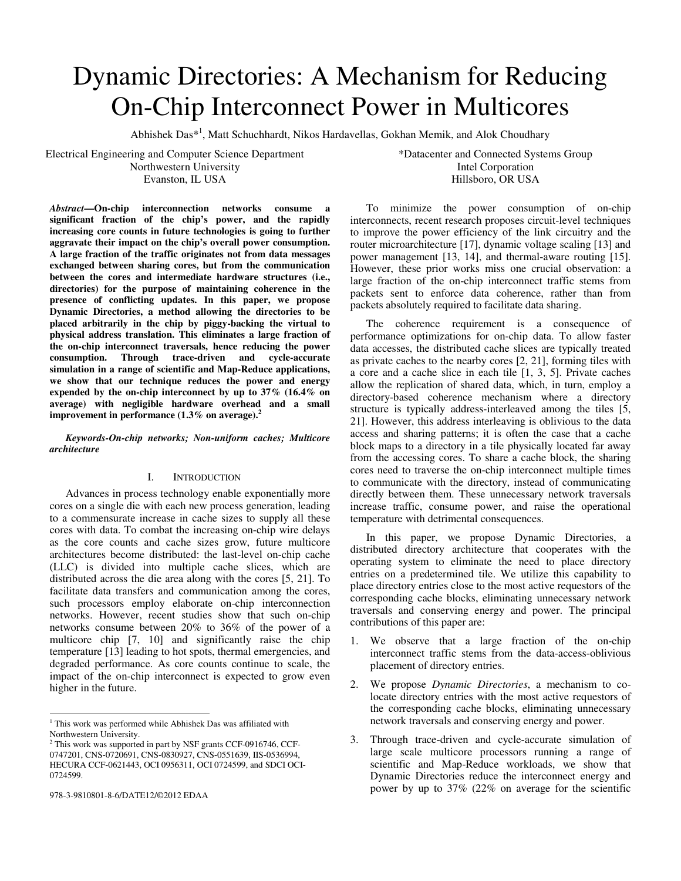# Dynamic Directories: A Mechanism for Reducing On-Chip Interconnect Power in Multicores

Abhishek Das*[1], Matt Schuchhardt, Nikos Hardavellas, Gokhan Memik, and Alok Choudhary

Electrical Engineering and Computer Science Department
Northwestern University
Evanston, IL USA

*Datacenter and Connected Systems Group
Intel Corporation
Hillsboro, OR USA

***Abstract*—On-chip interconnection networks consume a significant fraction of the chip's power, and the rapidly increasing core counts in future technologies is going to further aggravate their impact on the chip's overall power consumption. A large fraction of the traffic originates not from data messages exchanged between sharing cores, but from the communication between the cores and intermediate hardware structures (i.e., directories) for the purpose of maintaining coherence in the presence of conflicting updates. In this paper, we propose Dynamic Directories, a method allowing the directories to be placed arbitrarily in the chip by piggy-backing the virtual to physical address translation. This eliminates a large fraction of the on-chip interconnect traversals, hence reducing the power consumption. Through trace-driven and cycle-accurate simulation in a range of scientific and Map-Reduce applications, we show that our technique reduces the power and energy expended by the on-chip interconnect by up to 37% (16.4% on average) with negligible hardware overhead and a small improvement in performance (1.3% on average).[2]**

***Keywords-On-chip networks; Non-uniform caches; Multicore architecture***

## I. Introduction

Advances in process technology enable exponentially more cores on a single die with each new process generation, leading to a commensurate increase in cache sizes to supply all these cores with data. To combat the increasing on-chip wire delays as the core counts and cache sizes grow, future multicore architectures become distributed: the last-level on-chip cache (LLC) is divided into multiple cache slices, which are distributed across the die area along with the cores [5, 21]. To facilitate data transfers and communication among the cores, such processors employ elaborate on-chip interconnection networks. However, recent studies show that such on-chip networks consume between 20% to 36% of the power of a multicore chip [7, 10] and significantly raise the chip temperature [13] leading to hot spots, thermal emergencies, and degraded performance. As core counts continue to scale, the impact of the on-chip interconnect is expected to grow even higher in the future.

To minimize the power consumption of on-chip interconnects, recent research proposes circuit-level techniques to improve the power efficiency of the link circuitry and the router microarchitecture [17], dynamic voltage scaling [13] and power management [13, 14], and thermal-aware routing [15]. However, these prior works miss one crucial observation: a large fraction of the on-chip interconnect traffic stems from packets sent to enforce data coherence, rather than from packets absolutely required to facilitate data sharing.

The coherence requirement is a consequence of performance optimizations for on-chip data. To allow faster data accesses, the distributed cache slices are typically treated as private caches to the nearby cores [2, 21], forming tiles with a core and a cache slice in each tile [1, 3, 5]. Private caches allow the replication of shared data, which, in turn, employ a directory-based coherence mechanism where a directory structure is typically address-interleaved among the tiles [5, 21]. However, this address interleaving is oblivious to the data access and sharing patterns; it is often the case that a cache block maps to a directory in a tile physically located far away from the accessing cores. To share a cache block, the sharing cores need to traverse the on-chip interconnect multiple times to communicate with the directory, instead of communicating directly between them. These unnecessary network traversals increase traffic, consume power, and raise the operational temperature with detrimental consequences.

In this paper, we propose Dynamic Directories, a distributed directory architecture that cooperates with the operating system to eliminate the need to place directory entries on a predetermined tile. We utilize this capability to place directory entries close to the most active requestors of the corresponding cache blocks, eliminating unnecessary network traversals and conserving energy and power. The principal contributions of this paper are:

1. We observe that a large fraction of the on-chip interconnect traffic stems from the data-access-oblivious placement of directory entries.
2. We propose *Dynamic Directories*, a mechanism to co-locate directory entries with the most active requestors of the corresponding cache blocks, eliminating unnecessary network traversals and conserving energy and power.
3. Through trace-driven and cycle-accurate simulation of large scale multicore processors running a range of scientific and Map-Reduce workloads, we show that Dynamic Directories reduce the interconnect energy and power by up to 37% (22% on average for the scientific

[1] This work was performed while Abhishek Das was affiliated with Northwestern University.

[2] This work was supported in part by NSF grants CCF-0916746, CCF-0747201, CNS-0720691, CNS-0830927, CNS-0551639, IIS-0536994, HECURA CCF-0621443, OCI 0956311, OCI 0724599, and SDCI OCI-0724599.

978-3-9810801-8-6/DATE12/©2012 EDAA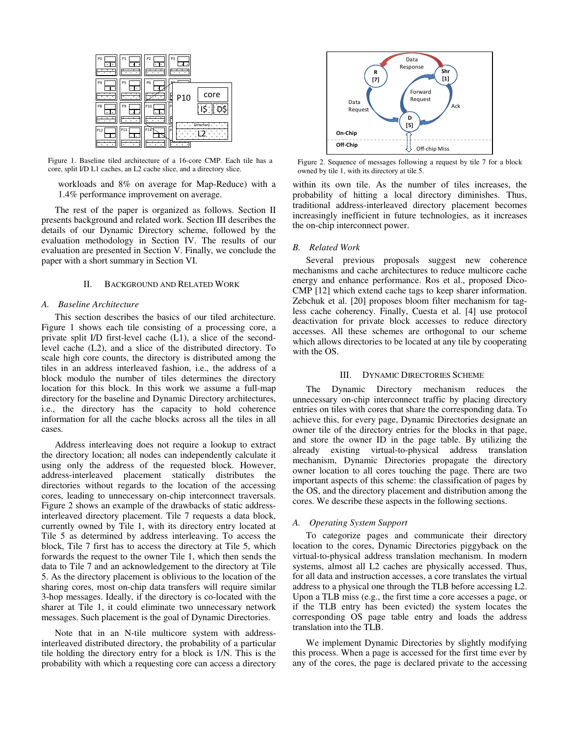Figure 1. Baseline tiled architecture of a 16-core CMP. Each tile has a core, split I/D L1 caches, an L2 cache slice, and a directory slice.

workloads and 8% on average for Map-Reduce) with a 1.4% performance improvement on average.

The rest of the paper is organized as follows. Section II presents background and related work. Section III describes the details of our Dynamic Directory scheme, followed by the evaluation methodology in Section IV. The results of our evaluation are presented in Section V. Finally, we conclude the paper with a short summary in Section VI.

## II. Background and Related Work

### A. Baseline Architecture

This section describes the basics of our tiled architecture. Figure 1 shows each tile consisting of a processing core, a private split I/D first-level cache (L1), a slice of the second-level cache (L2), and a slice of the distributed directory. To scale high core counts, the directory is distributed among the tiles in an address interleaved fashion, i.e., the address of a block modulo the number of tiles determines the directory location for this block. In this work we assume a full-map directory for the baseline and Dynamic Directory architectures, i.e., the directory has the capacity to hold coherence information for all the cache blocks across all the tiles in all cases.

Address interleaving does not require a lookup to extract the directory location; all nodes can independently calculate it using only the address of the requested block. However, address-interleaved placement statically distributes the directories without regards to the location of the accessing cores, leading to unnecessary on-chip interconnect traversals. Figure 2 shows an example of the drawbacks of static address-interleaved directory placement. Tile 7 requests a data block, currently owned by Tile 1, with its directory entry located at Tile 5 as determined by address interleaving. To access the block, Tile 7 first has to access the directory at Tile 5, which forwards the request to the owner Tile 1, which then sends the data to Tile 7 and an acknowledgement to the directory at Tile 5. As the directory placement is oblivious to the location of the sharing cores, most on-chip data transfers will require similar 3-hop messages. Ideally, if the directory is co-located with the sharer at Tile 1, it could eliminate two unnecessary network messages. Such placement is the goal of Dynamic Directories.

Note that in an N-tile multicore system with address-interleaved distributed directory, the probability of a particular tile holding the directory entry for a block is 1/N. This is the probability with which a requesting core can access a directory within its own tile. As the number of tiles increases, the probability of hitting a local directory diminishes. Thus, traditional address-interleaved directory placement becomes increasingly inefficient in future technologies, as it increases the on-chip interconnect power.

Figure 2. Sequence of messages following a request by tile 7 for a block owned by tile 1, with its directory at tile 5.

### B. Related Work

Several previous proposals suggest new coherence mechanisms and cache architectures to reduce multicore cache energy and enhance performance. Ros et al., proposed Dico-CMP [12] which extend cache tags to keep sharer information. Zebchuk et al. [20] proposes bloom filter mechanism for tag-less cache coherency. Finally, Cuesta et al. [4] use protocol deactivation for private block accesses to reduce directory accesses. All these schemes are orthogonal to our scheme which allows directories to be located at any tile by cooperating with the OS.

## III. Dynamic Directories Scheme

The Dynamic Directory mechanism reduces the unnecessary on-chip interconnect traffic by placing directory entries on tiles with cores that share the corresponding data. To achieve this, for every page, Dynamic Directories designate an owner tile of the directory entries for the blocks in that page, and store the owner ID in the page table. By utilizing the already existing virtual-to-physical address translation mechanism, Dynamic Directories propagate the directory owner location to all cores touching the page. There are two important aspects of this scheme: the classification of pages by the OS, and the directory placement and distribution among the cores. We describe these aspects in the following sections.

### A. Operating System Support

To categorize pages and communicate their directory location to the cores, Dynamic Directories piggyback on the virtual-to-physical address translation mechanism. In modern systems, almost all L2 caches are physically accessed. Thus, for all data and instruction accesses, a core translates the virtual address to a physical one through the TLB before accessing L2. Upon a TLB miss (e.g., the first time a core accesses a page, or if the TLB entry has been evicted) the system locates the corresponding OS page table entry and loads the address translation into the TLB.

We implement Dynamic Directories by slightly modifying this process. When a page is accessed for the first time ever by any of the cores, the page is declared private to the accessing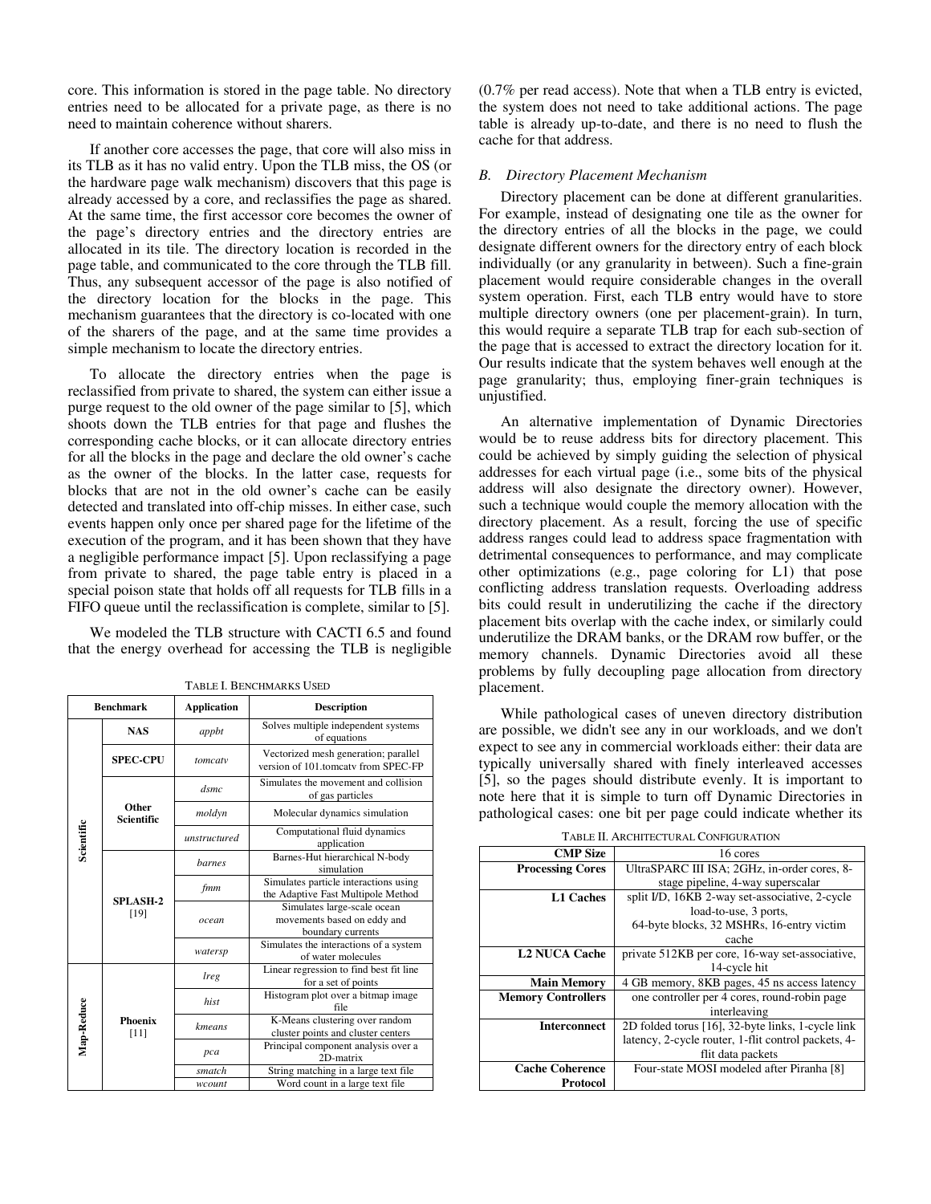core. This information is stored in the page table. No directory entries need to be allocated for a private page, as there is no need to maintain coherence without sharers.

If another core accesses the page, that core will also miss in its TLB as it has no valid entry. Upon the TLB miss, the OS (or the hardware page walk mechanism) discovers that this page is already accessed by a core, and reclassifies the page as shared. At the same time, the first accessor core becomes the owner of the page's directory entries and the directory entries are allocated in its tile. The directory location is recorded in the page table, and communicated to the core through the TLB fill. Thus, any subsequent accessor of the page is also notified of the directory location for the blocks in the page. This mechanism guarantees that the directory is co-located with one of the sharers of the page, and at the same time provides a simple mechanism to locate the directory entries.

To allocate the directory entries when the page is reclassified from private to shared, the system can either issue a purge request to the old owner of the page similar to [5], which shoots down the TLB entries for that page and flushes the corresponding cache blocks, or it can allocate directory entries for all the blocks in the page and declare the old owner's cache as the owner of the blocks. In the latter case, requests for blocks that are not in the old owner's cache can be easily detected and translated into off-chip misses. In either case, such events happen only once per shared page for the lifetime of the execution of the program, and it has been shown that they have a negligible performance impact [5]. Upon reclassifying a page from private to shared, the page table entry is placed in a special poison state that holds off all requests for TLB fills in a FIFO queue until the reclassification is complete, similar to [5].

We modeled the TLB structure with CACTI 6.5 and found that the energy overhead for accessing the TLB is negligible (0.7% per read access). Note that when a TLB entry is evicted, the system does not need to take additional actions. The page table is already up-to-date, and there is no need to flush the cache for that address.

TABLE I. BENCHMARKS USED

| Benchmark | | Application | Description |
|---|---|---|---|
| Scientific | NAS | *appbt* | Solves multiple independent systems of equations |
| | SPEC-CPU | *tomcatv* | Vectorized mesh generation; parallel version of 101.tomcatv from SPEC-FP |
| | Other Scientific | *dsmc* | Simulates the movement and collision of gas particles |
| | | *moldyn* | Molecular dynamics simulation |
| | | *unstructured* | Computational fluid dynamics application |
| | SPLASH-2 [19] | *barnes* | Barnes-Hut hierarchical N-body simulation |
| | | *fmm* | Simulates particle interactions using the Adaptive Fast Multipole Method |
| | | *ocean* | Simulates large-scale ocean movements based on eddy and boundary currents |
| | | *watersp* | Simulates the interactions of a system of water molecules |
| Map-Reduce | Phoenix [11] | *lreg* | Linear regression to find best fit line for a set of points |
| | | *hist* | Histogram plot over a bitmap image file |
| | | *kmeans* | K-Means clustering over random cluster points and cluster centers |
| | | *pca* | Principal component analysis over a 2D-matrix |
| | | *smatch* | String matching in a large text file |
| | | *wcount* | Word count in a large text file |

## B. Directory Placement Mechanism

Directory placement can be done at different granularities. For example, instead of designating one tile as the owner for the directory entries of all the blocks in the page, we could designate different owners for the directory entry of each block individually (or any granularity in between). Such a fine-grain placement would require considerable changes in the overall system operation. First, each TLB entry would have to store multiple directory owners (one per placement-grain). In turn, this would require a separate TLB trap for each sub-section of the page that is accessed to extract the directory location for it. Our results indicate that the system behaves well enough at the page granularity; thus, employing finer-grain techniques is unjustified.

An alternative implementation of Dynamic Directories would be to reuse address bits for directory placement. This could be achieved by simply guiding the selection of physical addresses for each virtual page (i.e., some bits of the physical address will also designate the directory owner). However, such a technique would couple the memory allocation with the directory placement. As a result, forcing the use of specific address ranges could lead to address space fragmentation with detrimental consequences to performance, and may complicate other optimizations (e.g., page coloring for L1) that pose conflicting address translation requests. Overloading address bits could result in underutilizing the cache if the directory placement bits overlap with the cache index, or similarly could underutilize the DRAM banks, or the DRAM row buffer, or the memory channels. Dynamic Directories avoid all these problems by fully decoupling page allocation from directory placement.

While pathological cases of uneven directory distribution are possible, we didn't see any in our workloads, and we don't expect to see any in commercial workloads either: their data are typically universally shared with finely interleaved accesses [5], so the pages should distribute evenly. It is important to note here that it is simple to turn off Dynamic Directories in pathological cases: one bit per page could indicate whether its

TABLE II. ARCHITECTURAL CONFIGURATION

| | |
|---|---|
| **CMP Size** | 16 cores |
| **Processing Cores** | UltraSPARC III ISA; 2GHz, in-order cores, 8-stage pipeline, 4-way superscalar |
| **L1 Caches** | split I/D, 16KB 2-way set-associative, 2-cycle load-to-use, 3 ports, 64-byte blocks, 32 MSHRs, 16-entry victim cache |
| **L2 NUCA Cache** | private 512KB per core, 16-way set-associative, 14-cycle hit |
| **Main Memory** | 4 GB memory, 8KB pages, 45 ns access latency |
| **Memory Controllers** | one controller per 4 cores, round-robin page interleaving |
| **Interconnect** | 2D folded torus [16], 32-byte links, 1-cycle link latency, 2-cycle router, 1-flit control packets, 4-flit data packets |
| **Cache Coherence Protocol** | Four-state MOSI modeled after Piranha [8] |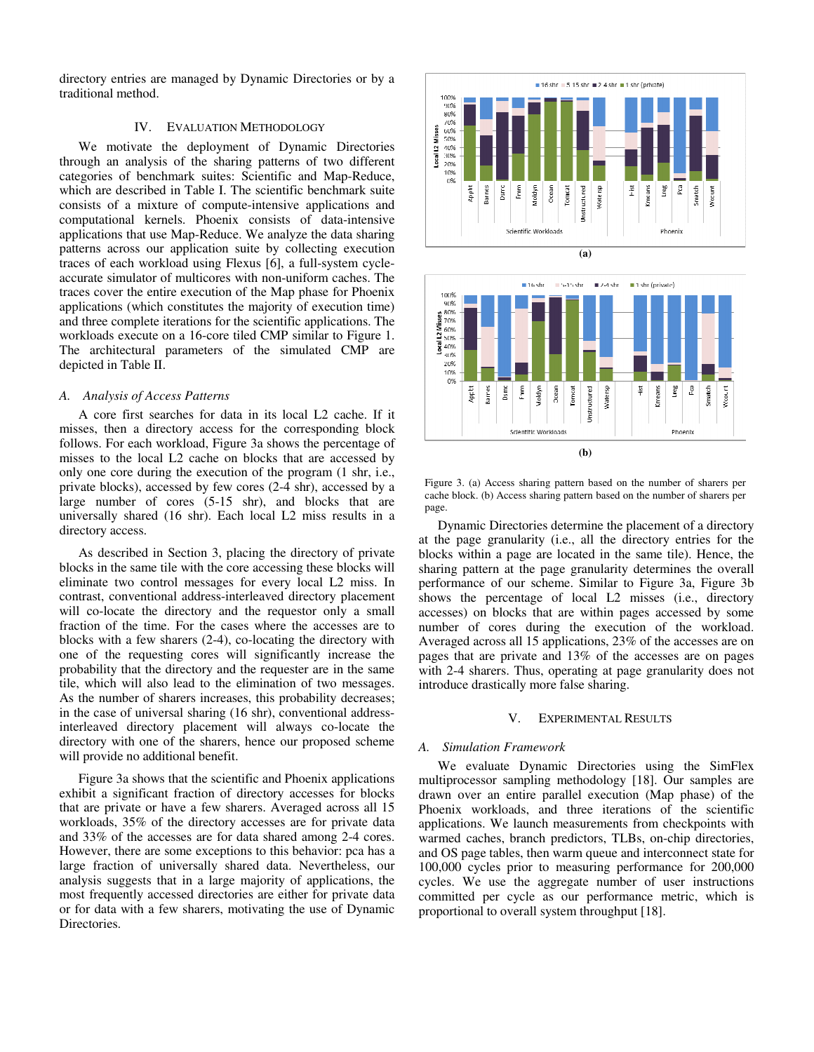directory entries are managed by Dynamic Directories or by a traditional method.

## IV. Evaluation Methodology

We motivate the deployment of Dynamic Directories through an analysis of the sharing patterns of two different categories of benchmark suites: Scientific and Map-Reduce, which are described in Table I. The scientific benchmark suite consists of a mixture of compute-intensive applications and computational kernels. Phoenix consists of data-intensive applications that use Map-Reduce. We analyze the data sharing patterns across our application suite by collecting execution traces of each workload using Flexus [6], a full-system cycle-accurate simulator of multicores with non-uniform caches. The traces cover the entire execution of the Map phase for Phoenix applications (which constitutes the majority of execution time) and three complete iterations for the scientific applications. The workloads execute on a 16-core tiled CMP similar to Figure 1. The architectural parameters of the simulated CMP are depicted in Table II.

### *A. Analysis of Access Patterns*

A core first searches for data in its local L2 cache. If it misses, then a directory access for the corresponding block follows. For each workload, Figure 3a shows the percentage of misses to the local L2 cache on blocks that are accessed by only one core during the execution of the program (1 shr, i.e., private blocks), accessed by few cores (2-4 shr), accessed by a large number of cores (5-15 shr), and blocks that are universally shared (16 shr). Each local L2 miss results in a directory access.

As described in Section 3, placing the directory of private blocks in the same tile with the core accessing these blocks will eliminate two control messages for every local L2 miss. In contrast, conventional address-interleaved directory placement will co-locate the directory and the requestor only a small fraction of the time. For the cases where the accesses are to blocks with a few sharers (2-4), co-locating the directory with one of the requesting cores will significantly increase the probability that the directory and the requester are in the same tile, which will also lead to the elimination of two messages. As the number of sharers increases, this probability decreases; in the case of universal sharing (16 shr), conventional address-interleaved directory placement will always co-locate the directory with one of the sharers, hence our proposed scheme will provide no additional benefit.

Figure 3a shows that the scientific and Phoenix applications exhibit a significant fraction of directory accesses for blocks that are private or have a few sharers. Averaged across all 15 workloads, 35% of the directory accesses are for private data and 33% of the accesses are for data shared among 2-4 cores. However, there are some exceptions to this behavior: pca has a large fraction of universally shared data. Nevertheless, our analysis suggests that in a large majority of applications, the most frequently accessed directories are either for private data or for data with a few sharers, motivating the use of Dynamic Directories.

Figure 3. (a) Access sharing pattern based on the number of sharers per cache block. (b) Access sharing pattern based on the number of sharers per page.

Dynamic Directories determine the placement of a directory at the page granularity (i.e., all the directory entries for the blocks within a page are located in the same tile). Hence, the sharing pattern at the page granularity determines the overall performance of our scheme. Similar to Figure 3a, Figure 3b shows the percentage of local L2 misses (i.e., directory accesses) on blocks that are within pages accessed by some number of cores during the execution of the workload. Averaged across all 15 applications, 23% of the accesses are on pages that are private and 13% of the accesses are on pages with 2-4 sharers. Thus, operating at page granularity does not introduce drastically more false sharing.

## V. Experimental Results

### *A. Simulation Framework*

We evaluate Dynamic Directories using the SimFlex multiprocessor sampling methodology [18]. Our samples are drawn over an entire parallel execution (Map phase) of the Phoenix workloads, and three iterations of the scientific applications. We launch measurements from checkpoints with warmed caches, branch predictors, TLBs, on-chip directories, and OS page tables, then warm queue and interconnect state for 100,000 cycles prior to measuring performance for 200,000 cycles. We use the aggregate number of user instructions committed per cycle as our performance metric, which is proportional to overall system throughput [18].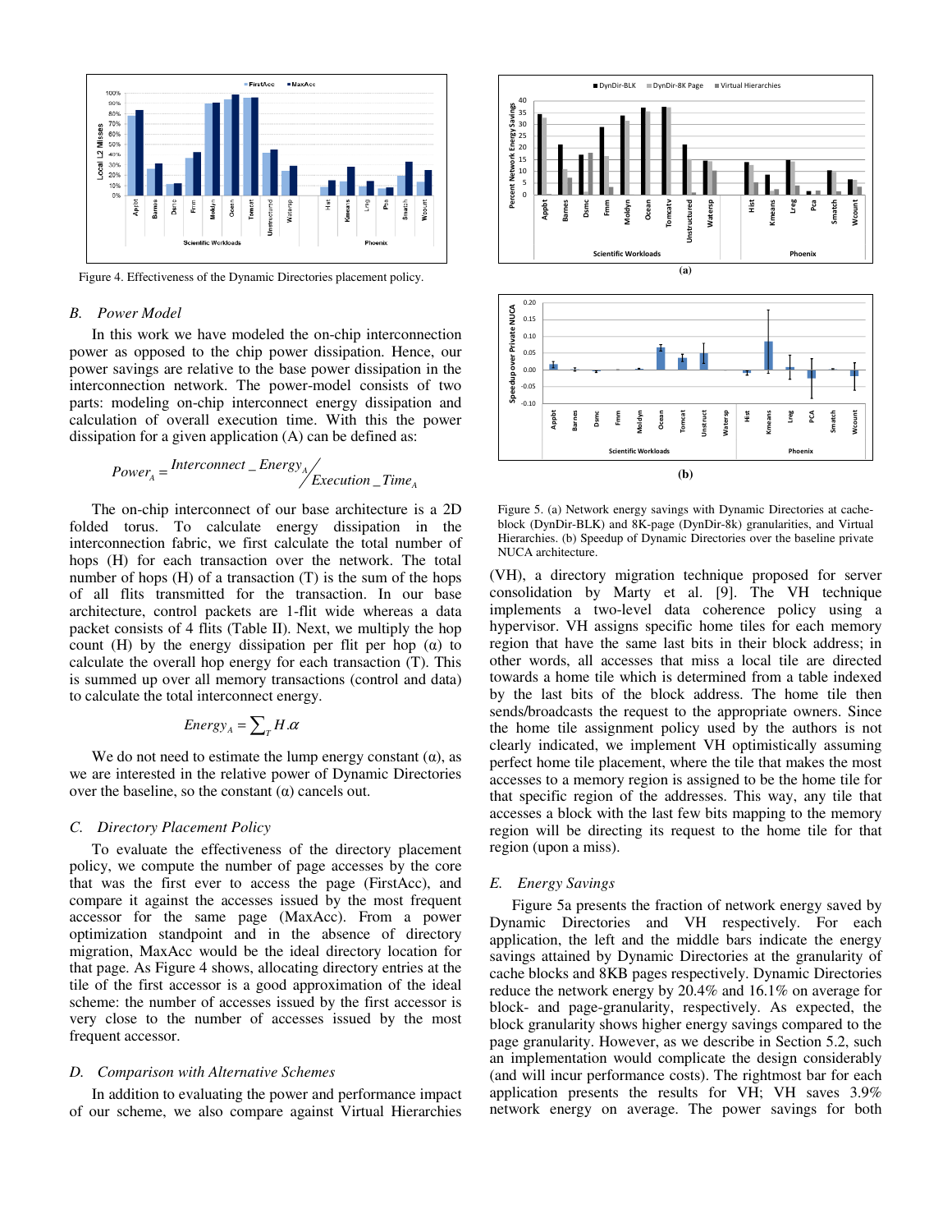FirstAcc MaxAcc

100%
90%
80%
70%
60%
50%
40%
30%
20%
10%
0%

Local L2 Misses

Appbt Barnes Dsmc Fmm Moldyn Ocean Tomcat Unstructured Watersp Hist Kmeans Lreg Pca Smatch Wcount

Scientific Workloads Phoenix

Figure 4. Effectiveness of the Dynamic Directories placement policy.

### B. Power Model

In this work we have modeled the on-chip interconnection power as opposed to the chip power dissipation. Hence, our power savings are relative to the base power dissipation in the interconnection network. The power-model consists of two parts: modeling on-chip interconnect energy dissipation and calculation of overall execution time. With this the power dissipation for a given application (A) can be defined as:

$$Power_A = {Interconnect\_Energy_A}\Big/{Execution\_Time_A}$$

The on-chip interconnect of our base architecture is a 2D folded torus. To calculate energy dissipation in the interconnection fabric, we first calculate the total number of hops (H) for each transaction over the network. The total number of hops (H) of a transaction (T) is the sum of the hops of all flits transmitted for the transaction. In our base architecture, control packets are 1-flit wide whereas a data packet consists of 4 flits (Table II). Next, we multiply the hop count (H) by the energy dissipation per flit per hop (α) to calculate the overall hop energy for each transaction (T). This is summed up over all memory transactions (control and data) to calculate the total interconnect energy.

$$Energy_A = \sum_T H.\alpha$$

We do not need to estimate the lump energy constant (α), as we are interested in the relative power of Dynamic Directories over the baseline, so the constant (α) cancels out.

### C. Directory Placement Policy

To evaluate the effectiveness of the directory placement policy, we compute the number of page accesses by the core that was the first ever to access the page (FirstAcc), and compare it against the accesses issued by the most frequent accessor for the same page (MaxAcc). From a power optimization standpoint and in the absence of directory migration, MaxAcc would be the ideal directory location for that page. As Figure 4 shows, allocating directory entries at the tile of the first accessor is a good approximation of the ideal scheme: the number of accesses issued by the first accessor is very close to the number of accesses issued by the most frequent accessor.

### D. Comparison with Alternative Schemes

In addition to evaluating the power and performance impact of our scheme, we also compare against Virtual Hierarchies (VH), a directory migration technique proposed for server consolidation by Marty et al. [9]. The VH technique implements a two-level data coherence policy using a hypervisor. VH assigns specific home tiles for each memory region that have the same last bits in their block address; in other words, all accesses that miss a local tile are directed towards a home tile which is determined from a table indexed by the last bits of the block address. The home tile then sends/broadcasts the request to the appropriate owners. Since the home tile assignment policy used by the authors is not clearly indicated, we implement VH optimistically assuming perfect home tile placement, where the tile that makes the most accesses to a memory region is assigned to be the home tile for that specific region of the addresses. This way, any tile that accesses a block with the last few bits mapping to the memory region will be directing its request to the home tile for that region (upon a miss).

DynDir-BLK DynDir-8K Page Virtual Hierarchies

40
35
30
25
20
15
10
5
0

Percent Network Energy Savings

Appbt Barnes Dsmc Fmm Moldyn Ocean Tomcatv Unstructured Watersp Hist Kmeans Lreg Pca Smatch Wcount

Scientific Workloads Phoenix

**(a)**

0.20
0.15
0.10
0.05
0.00
-0.05
-0.10

Speedup over Private NUCA

Appbt Barnes Dsmc Fmm Moldyn Ocean Tomcat Unstruct Watersp Hist Kmeans Lreg PCA Smatch Wcount

Scientific Workloads Phoenix

**(b)**

Figure 5. (a) Network energy savings with Dynamic Directories at cache-block (DynDir-BLK) and 8K-page (DynDir-8k) granularities, and Virtual Hierarchies. (b) Speedup of Dynamic Directories over the baseline private NUCA architecture.

### E. Energy Savings

Figure 5a presents the fraction of network energy saved by Dynamic Directories and VH respectively. For each application, the left and the middle bars indicate the energy savings attained by Dynamic Directories at the granularity of cache blocks and 8KB pages respectively. Dynamic Directories reduce the network energy by 20.4% and 16.1% on average for block- and page-granularity, respectively. As expected, the block granularity shows higher energy savings compared to the page granularity. However, as we describe in Section 5.2, such an implementation would complicate the design considerably (and will incur performance costs). The rightmost bar for each application presents the results for VH; VH saves 3.9% network energy on average. The power savings for both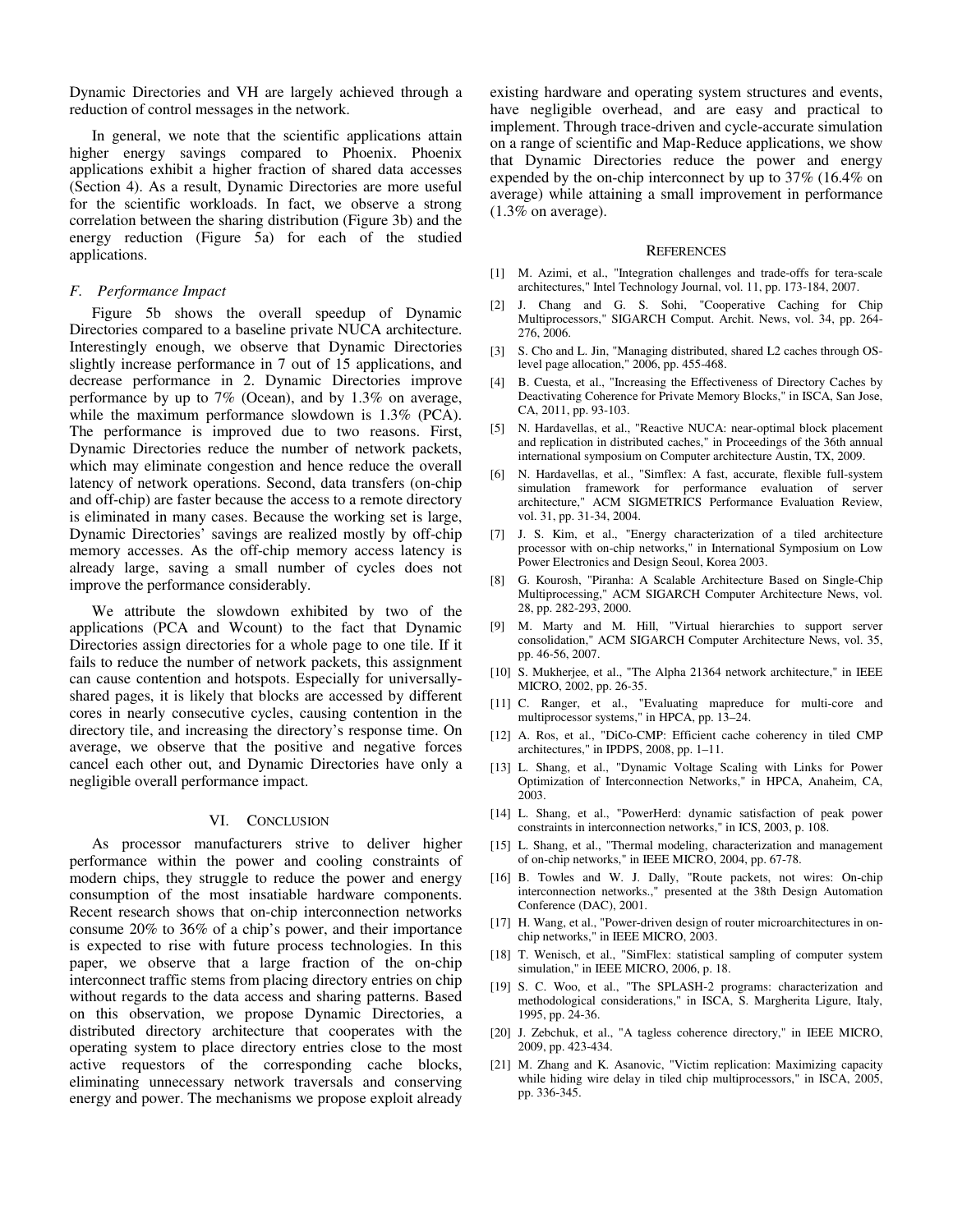Dynamic Directories and VH are largely achieved through a reduction of control messages in the network.

In general, we note that the scientific applications attain higher energy savings compared to Phoenix. Phoenix applications exhibit a higher fraction of shared data accesses (Section 4). As a result, Dynamic Directories are more useful for the scientific workloads. In fact, we observe a strong correlation between the sharing distribution (Figure 3b) and the energy reduction (Figure 5a) for each of the studied applications.

### *F. Performance Impact*

Figure 5b shows the overall speedup of Dynamic Directories compared to a baseline private NUCA architecture. Interestingly enough, we observe that Dynamic Directories slightly increase performance in 7 out of 15 applications, and decrease performance in 2. Dynamic Directories improve performance by up to 7% (Ocean), and by 1.3% on average, while the maximum performance slowdown is 1.3% (PCA). The performance is improved due to two reasons. First, Dynamic Directories reduce the number of network packets, which may eliminate congestion and hence reduce the overall latency of network operations. Second, data transfers (on-chip and off-chip) are faster because the access to a remote directory is eliminated in many cases. Because the working set is large, Dynamic Directories' savings are realized mostly by off-chip memory accesses. As the off-chip memory access latency is already large, saving a small number of cycles does not improve the performance considerably.

We attribute the slowdown exhibited by two of the applications (PCA and Wcount) to the fact that Dynamic Directories assign directories for a whole page to one tile. If it fails to reduce the number of network packets, this assignment can cause contention and hotspots. Especially for universally-shared pages, it is likely that blocks are accessed by different cores in nearly consecutive cycles, causing contention in the directory tile, and increasing the directory's response time. On average, we observe that the positive and negative forces cancel each other out, and Dynamic Directories have only a negligible overall performance impact.

## VI. CONCLUSION

As processor manufacturers strive to deliver higher performance within the power and cooling constraints of modern chips, they struggle to reduce the power and energy consumption of the most insatiable hardware components. Recent research shows that on-chip interconnection networks consume 20% to 36% of a chip's power, and their importance is expected to rise with future process technologies. In this paper, we observe that a large fraction of the on-chip interconnect traffic stems from placing directory entries on chip without regards to the data access and sharing patterns. Based on this observation, we propose Dynamic Directories, a distributed directory architecture that cooperates with the operating system to place directory entries close to the most active requestors of the corresponding cache blocks, eliminating unnecessary network traversals and conserving energy and power. The mechanisms we propose exploit already existing hardware and operating system structures and events, have negligible overhead, and are easy and practical to implement. Through trace-driven and cycle-accurate simulation on a range of scientific and Map-Reduce applications, we show that Dynamic Directories reduce the power and energy expended by the on-chip interconnect by up to 37% (16.4% on average) while attaining a small improvement in performance (1.3% on average).

## REFERENCES

[1] M. Azimi, et al., "Integration challenges and trade-offs for tera-scale architectures," Intel Technology Journal, vol. 11, pp. 173-184, 2007.

[2] J. Chang and G. S. Sohi, "Cooperative Caching for Chip Multiprocessors," SIGARCH Comput. Archit. News, vol. 34, pp. 264-276, 2006.

[3] S. Cho and L. Jin, "Managing distributed, shared L2 caches through OS-level page allocation," 2006, pp. 455-468.

[4] B. Cuesta, et al., "Increasing the Effectiveness of Directory Caches by Deactivating Coherence for Private Memory Blocks," in ISCA, San Jose, CA, 2011, pp. 93-103.

[5] N. Hardavellas, et al., "Reactive NUCA: near-optimal block placement and replication in distributed caches," in Proceedings of the 36th annual international symposium on Computer architecture Austin, TX, 2009.

[6] N. Hardavellas, et al., "Simflex: A fast, accurate, flexible full-system simulation framework for performance evaluation of server architecture," ACM SIGMETRICS Performance Evaluation Review, vol. 31, pp. 31-34, 2004.

[7] J. S. Kim, et al., "Energy characterization of a tiled architecture processor with on-chip networks," in International Symposium on Low Power Electronics and Design Seoul, Korea 2003.

[8] G. Kourosh, "Piranha: A Scalable Architecture Based on Single-Chip Multiprocessing," ACM SIGARCH Computer Architecture News, vol. 28, pp. 282-293, 2000.

[9] M. Marty and M. Hill, "Virtual hierarchies to support server consolidation," ACM SIGARCH Computer Architecture News, vol. 35, pp. 46-56, 2007.

[10] S. Mukherjee, et al., "The Alpha 21364 network architecture," in IEEE MICRO, 2002, pp. 26-35.

[11] C. Ranger, et al., "Evaluating mapreduce for multi-core and multiprocessor systems," in HPCA, pp. 13–24.

[12] A. Ros, et al., "DiCo-CMP: Efficient cache coherency in tiled CMP architectures," in IPDPS, 2008, pp. 1–11.

[13] L. Shang, et al., "Dynamic Voltage Scaling with Links for Power Optimization of Interconnection Networks," in HPCA, Anaheim, CA, 2003.

[14] L. Shang, et al., "PowerHerd: dynamic satisfaction of peak power constraints in interconnection networks," in ICS, 2003, p. 108.

[15] L. Shang, et al., "Thermal modeling, characterization and management of on-chip networks," in IEEE MICRO, 2004, pp. 67-78.

[16] B. Towles and W. J. Dally, "Route packets, not wires: On-chip interconnection networks.," presented at the 38th Design Automation Conference (DAC), 2001.

[17] H. Wang, et al., "Power-driven design of router microarchitectures in on-chip networks," in IEEE MICRO, 2003.

[18] T. Wenisch, et al., "SimFlex: statistical sampling of computer system simulation," in IEEE MICRO, 2006, p. 18.

[19] S. C. Woo, et al., "The SPLASH-2 programs: characterization and methodological considerations," in ISCA, S. Margherita Ligure, Italy, 1995, pp. 24-36.

[20] J. Zebchuk, et al., "A tagless coherence directory," in IEEE MICRO, 2009, pp. 423-434.

[21] M. Zhang and K. Asanovic, "Victim replication: Maximizing capacity while hiding wire delay in tiled chip multiprocessors," in ISCA, 2005, pp. 336-345.